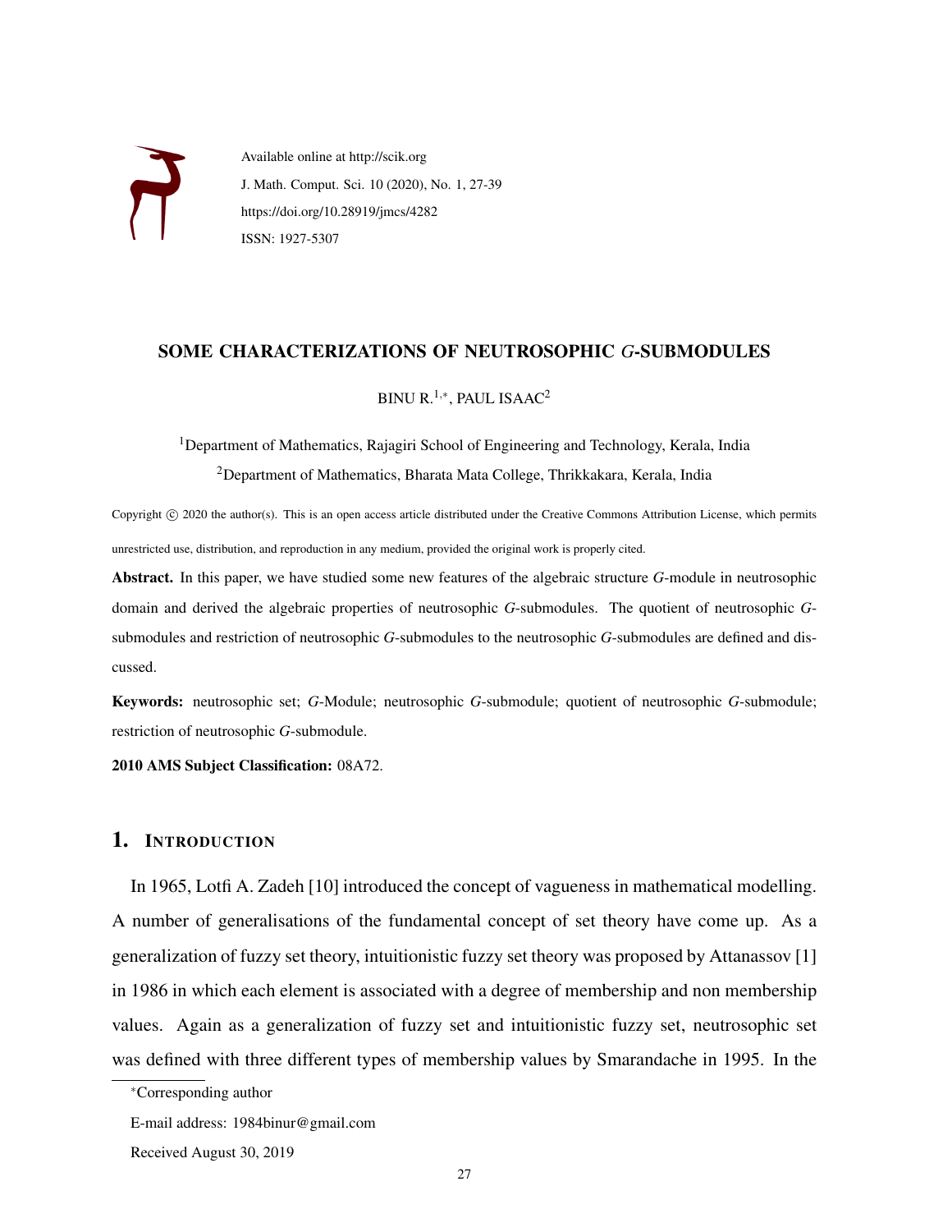Available online at http://scik.org

J. Math. Comput. Sci. 10 (2020), No. 1, 27-39

https://doi.org/10.28919/jmcs/4282

ISSN: 1927-5307

# SOME CHARACTERIZATIONS OF NEUTROSOPHIC *G*-SUBMODULES

BINU R.[1,*], PAUL ISAAC[2]

[1]Department of Mathematics, Rajagiri School of Engineering and Technology, Kerala, India

[2]Department of Mathematics, Bharata Mata College, Thrikkakara, Kerala, India

Copyright © 2020 the author(s). This is an open access article distributed under the Creative Commons Attribution License, which permits unrestricted use, distribution, and reproduction in any medium, provided the original work is properly cited.

**Abstract.** In this paper, we have studied some new features of the algebraic structure *G*-module in neutrosophic domain and derived the algebraic properties of neutrosophic *G*-submodules. The quotient of neutrosophic *G*-submodules and restriction of neutrosophic *G*-submodules to the neutrosophic *G*-submodules are defined and discussed.

**Keywords:** neutrosophic set; *G*-Module; neutrosophic *G*-submodule; quotient of neutrosophic *G*-submodule; restriction of neutrosophic *G*-submodule.

**2010 AMS Subject Classification:** 08A72.

## 1. INTRODUCTION

In 1965, Lotfi A. Zadeh [10] introduced the concept of vagueness in mathematical modelling. A number of generalisations of the fundamental concept of set theory have come up. As a generalization of fuzzy set theory, intuitionistic fuzzy set theory was proposed by Attanassov [1] in 1986 in which each element is associated with a degree of membership and non membership values. Again as a generalization of fuzzy set and intuitionistic fuzzy set, neutrosophic set was defined with three different types of membership values by Smarandache in 1995. In the

*Corresponding author

E-mail address: 1984binur@gmail.com

Received August 30, 2019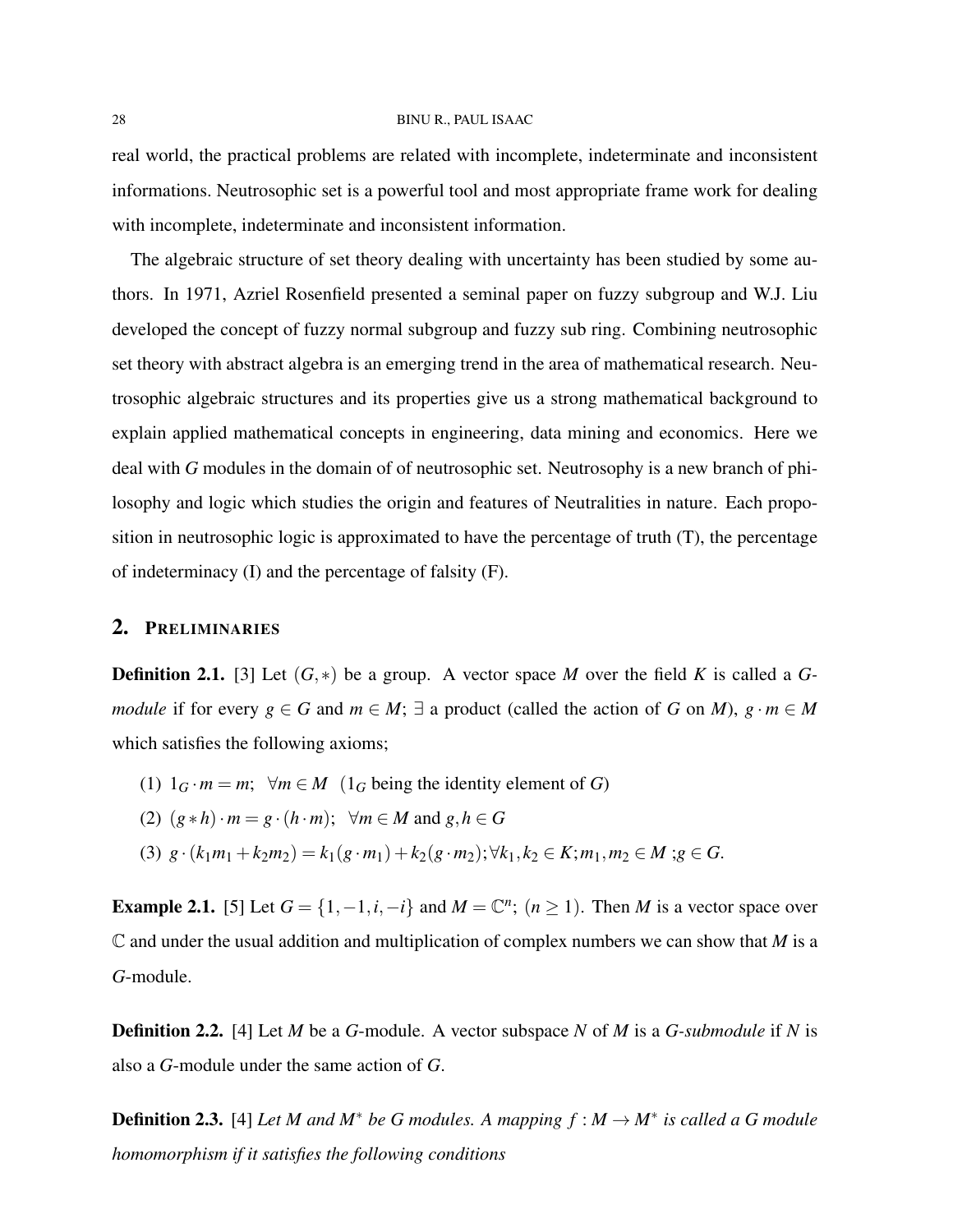real world, the practical problems are related with incomplete, indeterminate and inconsistent informations. Neutrosophic set is a powerful tool and most appropriate frame work for dealing with incomplete, indeterminate and inconsistent information.

The algebraic structure of set theory dealing with uncertainty has been studied by some authors. In 1971, Azriel Rosenfield presented a seminal paper on fuzzy subgroup and W.J. Liu developed the concept of fuzzy normal subgroup and fuzzy sub ring. Combining neutrosophic set theory with abstract algebra is an emerging trend in the area of mathematical research. Neutrosophic algebraic structures and its properties give us a strong mathematical background to explain applied mathematical concepts in engineering, data mining and economics. Here we deal with $G$ modules in the domain of of neutrosophic set. Neutrosophy is a new branch of philosophy and logic which studies the origin and features of Neutralities in nature. Each proposition in neutrosophic logic is approximated to have the percentage of truth (T), the percentage of indeterminacy (I) and the percentage of falsity (F).

## 2. Preliminaries

**Definition 2.1.** [3] Let $(G,*)$ be a group. A vector space $M$ over the field $K$ is called a *$G$-module* if for every $g \in G$ and $m \in M$; $\exists$ a product (called the action of $G$ on $M$), $g \cdot m \in M$ which satisfies the following axioms;

(1) $1_G \cdot m = m;\ \ \forall m \in M$ ($1_G$ being the identity element of $G$)

(2) $(g * h) \cdot m = g \cdot (h \cdot m);\ \ \forall m \in M$ and $g, h \in G$

(3) $g \cdot (k_1 m_1 + k_2 m_2) = k_1(g \cdot m_1) + k_2(g \cdot m_2); \forall k_1, k_2 \in K; m_1, m_2 \in M\ ; g \in G$.

**Example 2.1.** [5] Let $G = \{1, -1, i, -i\}$ and $M = \mathbb{C}^n$; $(n \geq 1)$. Then $M$ is a vector space over $\mathbb{C}$ and under the usual addition and multiplication of complex numbers we can show that $M$ is a $G$-module.

**Definition 2.2.** [4] Let $M$ be a $G$-module. A vector subspace $N$ of $M$ is a *$G$-submodule* if $N$ is also a $G$-module under the same action of $G$.

**Definition 2.3.** [4] *Let $M$ and $M^*$ be $G$ modules. A mapping $f : M \to M^*$ is called a $G$ module homomorphism if it satisfies the following conditions*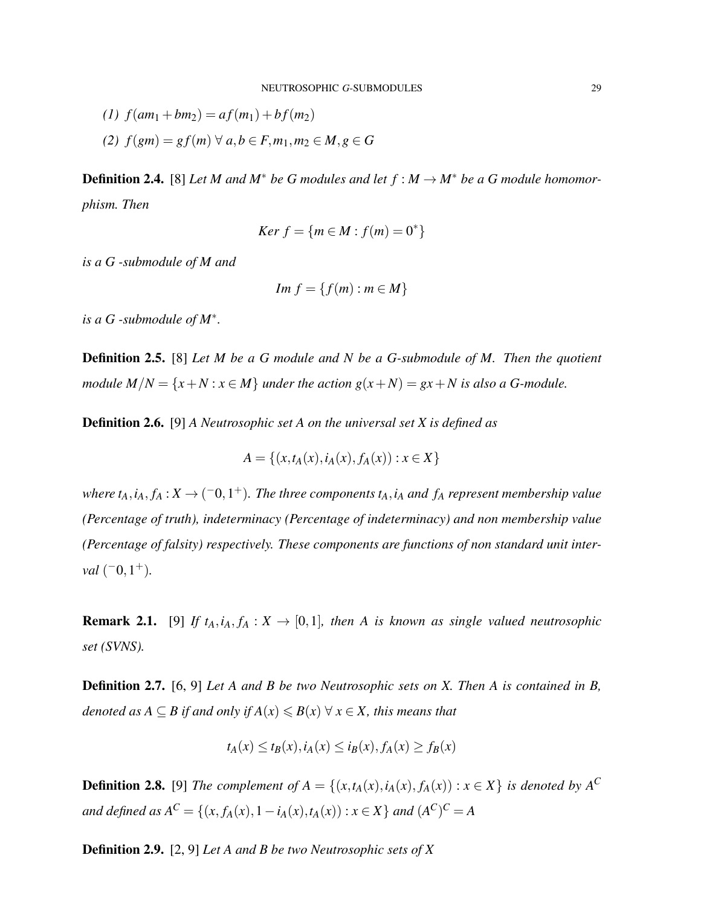*(1)* $f(am_1 + bm_2) = af(m_1) + bf(m_2)$

*(2)* $f(gm) = gf(m) \; \forall \; a,b \in F, m_1, m_2 \in M, g \in G$

**Definition 2.4.** [8] *Let $M$ and $M^*$ be $G$ modules and let $f : M \to M^*$ be a $G$ module homomorphism. Then*

$$Ker\ f = \{m \in M : f(m) = 0^*\}$$

*is a $G$ -submodule of $M$ and*

$$Im\ f = \{f(m) : m \in M\}$$

*is a $G$ -submodule of $M^*$.*

**Definition 2.5.** [8] *Let $M$ be a $G$ module and $N$ be a $G$-submodule of $M$. Then the quotient module $M/N = \{x + N : x \in M\}$ under the action $g(x+N) = gx + N$ is also a $G$-module.*

**Definition 2.6.** [9] *A Neutrosophic set $A$ on the universal set $X$ is defined as*

$$A = \{(x, t_A(x), i_A(x), f_A(x)) : x \in X\}$$

*where $t_A, i_A, f_A : X \to (^-0, 1^+)$. The three components $t_A, i_A$ and $f_A$ represent membership value (Percentage of truth), indeterminacy (Percentage of indeterminacy) and non membership value (Percentage of falsity) respectively. These components are functions of non standard unit interval $(^-0, 1^+)$.*

**Remark 2.1.** [9] *If $t_A, i_A, f_A : X \to [0,1]$, then $A$ is known as single valued neutrosophic set (SVNS).*

**Definition 2.7.** [6, 9] *Let $A$ and $B$ be two Neutrosophic sets on $X$. Then $A$ is contained in $B$, denoted as $A \subseteq B$ if and only if $A(x) \leqslant B(x) \; \forall \; x \in X$, this means that*

$$t_A(x) \leq t_B(x), i_A(x) \leq i_B(x), f_A(x) \geq f_B(x)$$

**Definition 2.8.** [9] *The complement of $A = \{(x, t_A(x), i_A(x), f_A(x)) : x \in X\}$ is denoted by $A^C$ and defined as $A^C = \{(x, f_A(x), 1 - i_A(x), t_A(x)) : x \in X\}$ and $(A^C)^C = A$*

**Definition 2.9.** [2, 9] *Let $A$ and $B$ be two Neutrosophic sets of $X$*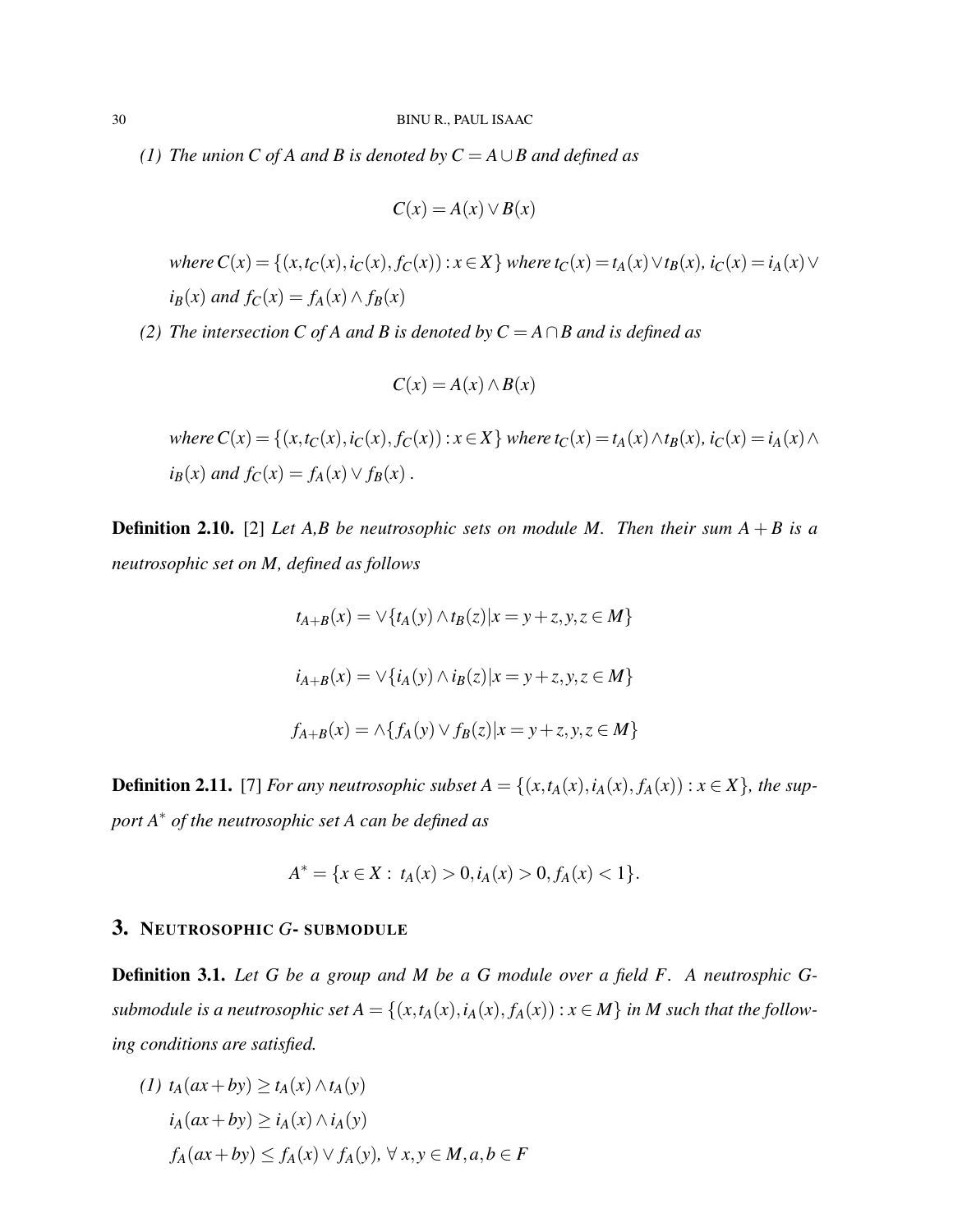*(1) The union C of A and B is denoted by $C = A \cup B$ and defined as*

$$C(x) = A(x) \vee B(x)$$

*where $C(x) = \{(x, t_C(x), i_C(x), f_C(x)) : x \in X\}$ where $t_C(x) = t_A(x) \vee t_B(x)$, $i_C(x) = i_A(x) \vee i_B(x)$ and $f_C(x) = f_A(x) \wedge f_B(x)$*

*(2) The intersection C of A and B is denoted by $C = A \cap B$ and is defined as*

$$C(x) = A(x) \wedge B(x)$$

*where $C(x) = \{(x, t_C(x), i_C(x), f_C(x)) : x \in X\}$ where $t_C(x) = t_A(x) \wedge t_B(x)$, $i_C(x) = i_A(x) \wedge i_B(x)$ and $f_C(x) = f_A(x) \vee f_B(x)$.*

**Definition 2.10.** [2] *Let A,B be neutrosophic sets on module M. Then their sum $A + B$ is a neutrosophic set on M, defined as follows*

$$t_{A+B}(x) = \vee\{t_A(y) \wedge t_B(z) | x = y + z, y, z \in M\}$$

$$i_{A+B}(x) = \vee\{i_A(y) \wedge i_B(z) | x = y + z, y, z \in M\}$$

$$f_{A+B}(x) = \wedge\{f_A(y) \vee f_B(z) | x = y + z, y, z \in M\}$$

**Definition 2.11.** [7] *For any neutrosophic subset $A = \{(x, t_A(x), i_A(x), f_A(x)) : x \in X\}$, the support $A^*$ of the neutrosophic set A can be defined as*

$$A^* = \{x \in X : \ t_A(x) > 0, i_A(x) > 0, f_A(x) < 1\}.$$

## 3. Neutrosophic G- submodule

**Definition 3.1.** *Let G be a group and M be a G module over a field F. A neutrosphic G-submodule is a neutrosophic set $A = \{(x, t_A(x), i_A(x), f_A(x)) : x \in M\}$ in M such that the following conditions are satisfied.*

*(1)* $t_A(ax + by) \geq t_A(x) \wedge t_A(y)$

$i_A(ax + by) \geq i_A(x) \wedge i_A(y)$

$f_A(ax + by) \leq f_A(x) \vee f_A(y)$, $\forall \ x, y \in M, a, b \in F$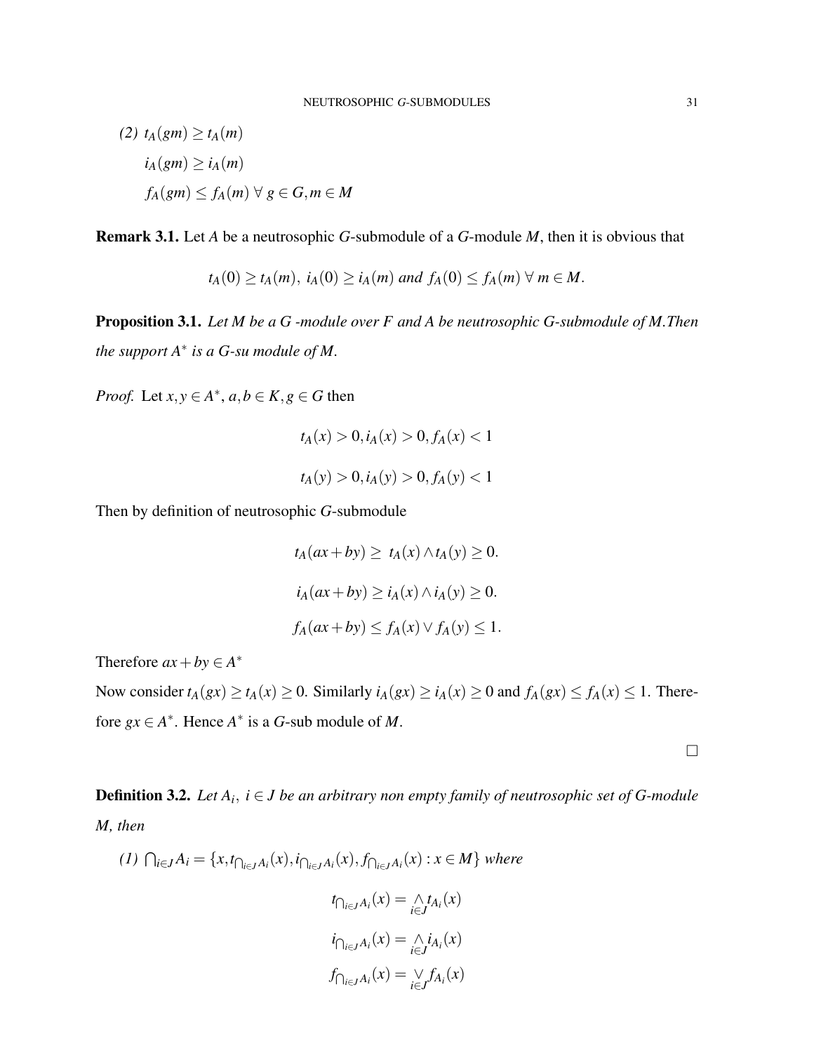(2) $t_A(gm) \geq t_A(m)$

$i_A(gm) \geq i_A(m)$

$f_A(gm) \leq f_A(m) \; \forall \; g \in G, m \in M$

**Remark 3.1.** Let $A$ be a neutrosophic $G$-submodule of a $G$-module $M$, then it is obvious that

$$t_A(0) \geq t_A(m), \; i_A(0) \geq i_A(m) \; and \; f_A(0) \leq f_A(m) \; \forall \; m \in M.$$

**Proposition 3.1.** *Let M be a G -module over F and A be neutrosophic G-submodule of M.Then the support $A^*$ is a G-su module of M.*

*Proof.* Let $x, y \in A^*$, $a, b \in K, g \in G$ then

$$t_A(x) > 0, i_A(x) > 0, f_A(x) < 1$$

$$t_A(y) > 0, i_A(y) > 0, f_A(y) < 1$$

Then by definition of neutrosophic $G$-submodule

$$t_A(ax+by) \geq \; t_A(x) \wedge t_A(y) \geq 0.$$

$$i_A(ax+by) \geq i_A(x) \wedge i_A(y) \geq 0.$$

$$f_A(ax+by) \leq f_A(x) \vee f_A(y) \leq 1.$$

Therefore $ax+by \in A^*$

Now consider $t_A(gx) \geq t_A(x) \geq 0$. Similarly $i_A(gx) \geq i_A(x) \geq 0$ and $f_A(gx) \leq f_A(x) \leq 1$. Therefore $gx \in A^*$. Hence $A^*$ is a $G$-sub module of $M$.

□

**Definition 3.2.** *Let $A_i, \; i \in J$ be an arbitrary non empty family of neutrosophic set of G-module M, then*

*(1)* $\bigcap_{i \in J} A_i = \{x, t_{\bigcap_{i \in J} A_i}(x), i_{\bigcap_{i \in J} A_i}(x), f_{\bigcap_{i \in J} A_i}(x) : x \in M\}$ *where*

$$t_{\bigcap_{i \in J} A_i}(x) = \bigwedge_{i \in J} t_{A_i}(x)$$

$$i_{\bigcap_{i \in J} A_i}(x) = \bigwedge_{i \in J} i_{A_i}(x)$$

$$f_{\bigcap_{i \in J} A_i}(x) = \bigvee_{i \in J} f_{A_i}(x)$$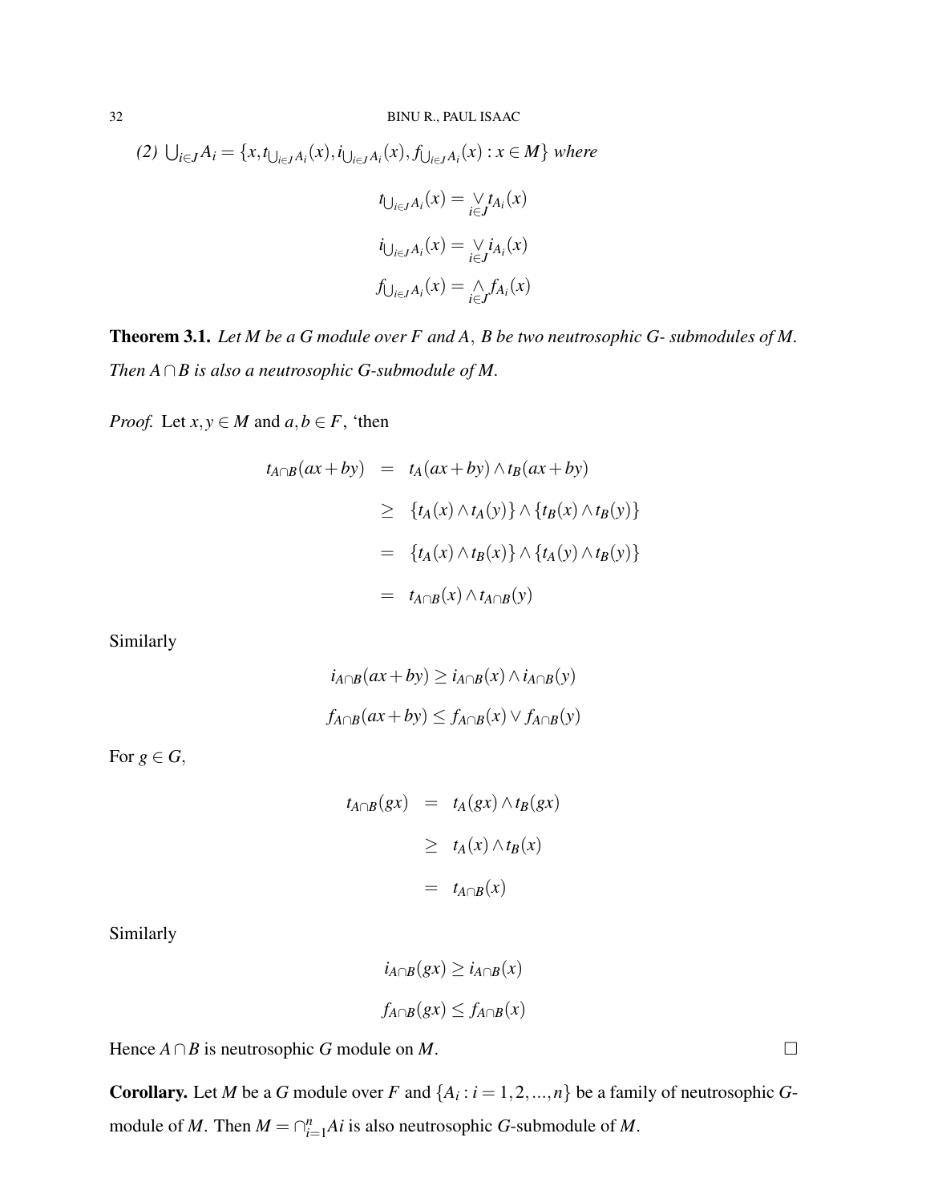*(2)* $\bigcup_{i\in J} A_i = \{x, t_{\bigcup_{i\in J} A_i}(x), i_{\bigcup_{i\in J} A_i}(x), f_{\bigcup_{i\in J} A_i}(x) : x \in M\}$ *where*

$$t_{\bigcup_{i\in J} A_i}(x) = \underset{i\in J}{\vee} t_{A_i}(x)$$

$$i_{\bigcup_{i\in J} A_i}(x) = \underset{i\in J}{\vee} i_{A_i}(x)$$

$$f_{\bigcup_{i\in J} A_i}(x) = \underset{i\in J}{\wedge} f_{A_i}(x)$$

**Theorem 3.1.** *Let $M$ be a $G$ module over $F$ and $A$, $B$ be two neutrosophic G- submodules of $M$. Then $A \cap B$ is also a neutrosophic G-submodule of $M$.*

*Proof.* Let $x, y \in M$ and $a, b \in F$, 'then

$$\begin{aligned}
t_{A\cap B}(ax+by) &= t_A(ax+by) \wedge t_B(ax+by) \\
&\geq \{t_A(x) \wedge t_A(y)\} \wedge \{t_B(x) \wedge t_B(y)\} \\
&= \{t_A(x) \wedge t_B(x)\} \wedge \{t_A(y) \wedge t_B(y)\} \\
&= t_{A\cap B}(x) \wedge t_{A\cap B}(y)
\end{aligned}$$

Similarly

$$i_{A\cap B}(ax+by) \geq i_{A\cap B}(x) \wedge i_{A\cap B}(y)$$

$$f_{A\cap B}(ax+by) \leq f_{A\cap B}(x) \vee f_{A\cap B}(y)$$

For $g \in G$,

$$\begin{aligned}
t_{A\cap B}(gx) &= t_A(gx) \wedge t_B(gx) \\
&\geq t_A(x) \wedge t_B(x) \\
&= t_{A\cap B}(x)
\end{aligned}$$

Similarly

$$i_{A\cap B}(gx) \geq i_{A\cap B}(x)$$

$$f_{A\cap B}(gx) \leq f_{A\cap B}(x)$$

Hence $A \cap B$ is neutrosophic $G$ module on $M$. $\square$

**Corollary.** Let $M$ be a $G$ module over $F$ and $\{A_i : i = 1, 2, ..., n\}$ be a family of neutrosophic $G$-module of $M$. Then $M = \cap_{i=1}^{n} Ai$ is also neutrosophic $G$-submodule of $M$.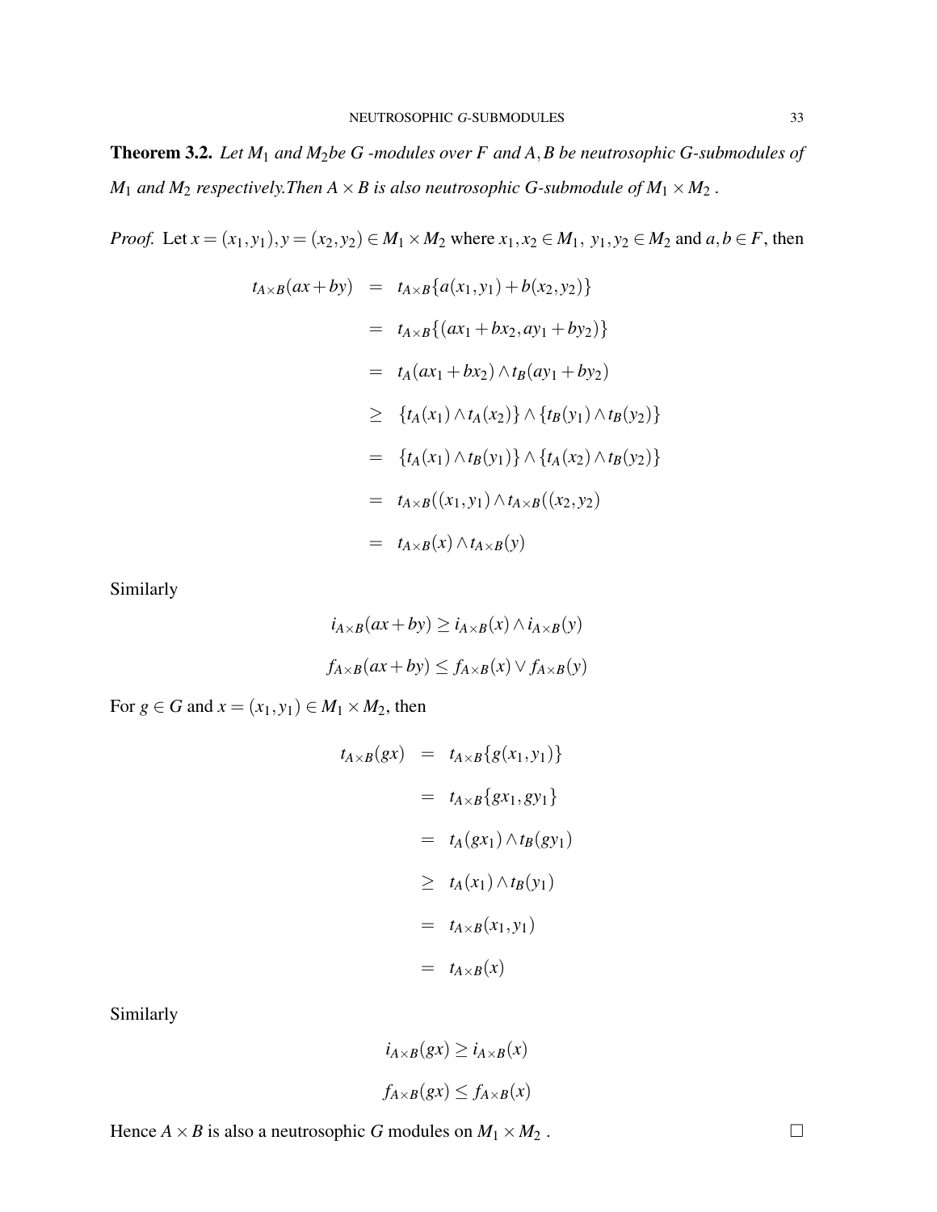**Theorem 3.2.** *Let $M_1$ and $M_2$be G -modules over F and A,B be neutrosophic G-submodules of $M_1$ and $M_2$ respectively.Then $A \times B$ is also neutrosophic G-submodule of $M_1 \times M_2$ .*

*Proof.* Let $x = (x_1, y_1), y = (x_2, y_2) \in M_1 \times M_2$ where $x_1, x_2 \in M_1,\ y_1, y_2 \in M_2$ and $a, b \in F$, then

$$
\begin{aligned}
t_{A\times B}(ax+by) &= t_{A\times B}\{a(x_1,y_1)+b(x_2,y_2)\} \\
&= t_{A\times B}\{(ax_1+bx_2, ay_1+by_2)\} \\
&= t_A(ax_1+bx_2) \wedge t_B(ay_1+by_2) \\
&\geq \{t_A(x_1)\wedge t_A(x_2)\} \wedge \{t_B(y_1)\wedge t_B(y_2)\} \\
&= \{t_A(x_1)\wedge t_B(y_1)\} \wedge \{t_A(x_2)\wedge t_B(y_2)\} \\
&= t_{A\times B}((x_1,y_1) \wedge t_{A\times B}((x_2,y_2) \\
&= t_{A\times B}(x) \wedge t_{A\times B}(y)
\end{aligned}
$$

Similarly

$$i_{A\times B}(ax+by) \geq i_{A\times B}(x) \wedge i_{A\times B}(y)$$

$$f_{A\times B}(ax+by) \leq f_{A\times B}(x) \vee f_{A\times B}(y)$$

For $g \in G$ and $x = (x_1, y_1) \in M_1 \times M_2$, then

$$
\begin{aligned}
t_{A\times B}(gx) &= t_{A\times B}\{g(x_1,y_1)\} \\
&= t_{A\times B}\{gx_1, gy_1\} \\
&= t_A(gx_1) \wedge t_B(gy_1) \\
&\geq t_A(x_1) \wedge t_B(y_1) \\
&= t_{A\times B}(x_1,y_1) \\
&= t_{A\times B}(x)
\end{aligned}
$$

Similarly

$$i_{A\times B}(gx) \geq i_{A\times B}(x)$$

$$f_{A\times B}(gx) \leq f_{A\times B}(x)$$

Hence $A \times B$ is also a neutrosophic $G$ modules on $M_1 \times M_2$ . □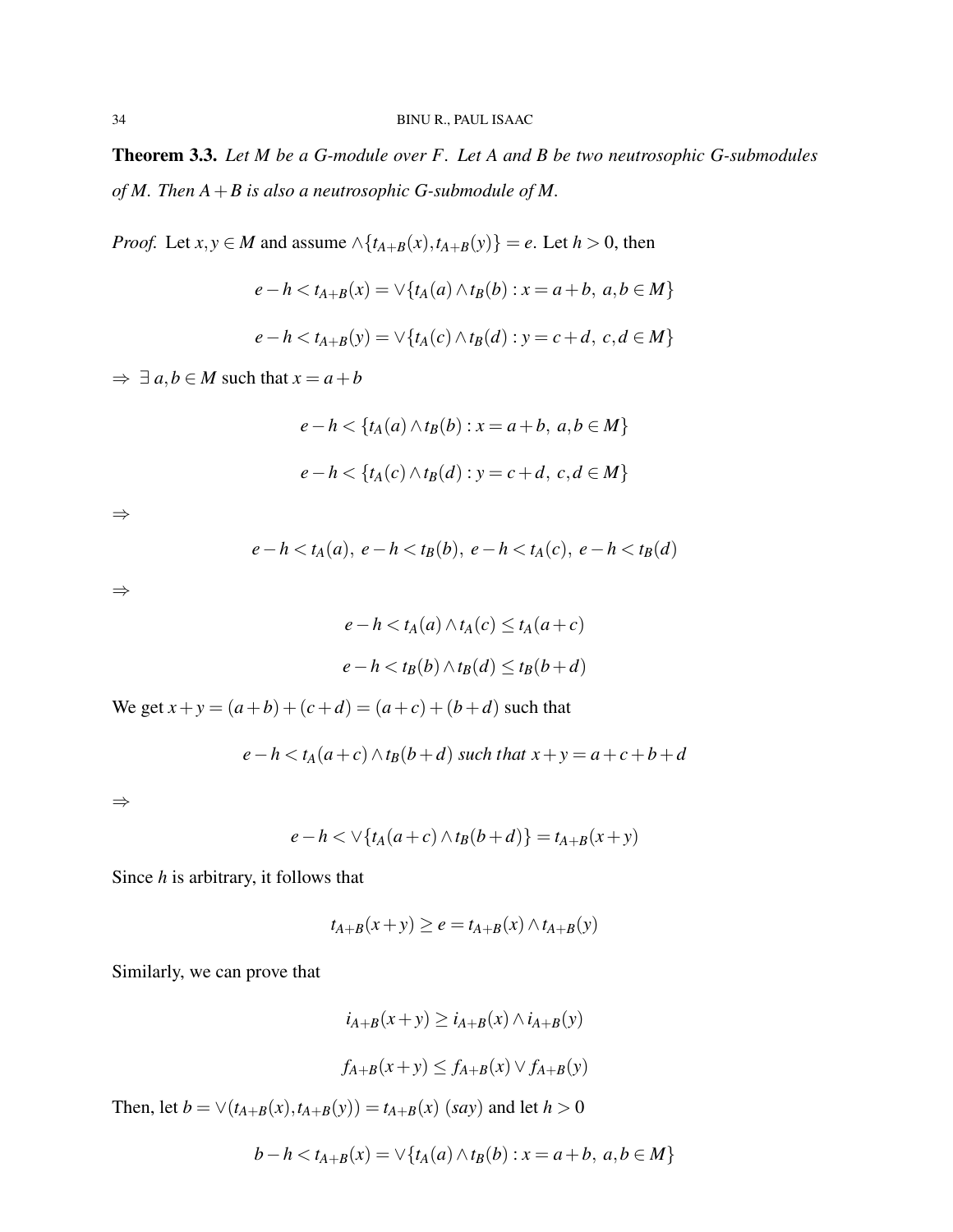**Theorem 3.3.** *Let $M$ be a G-module over $F$. Let $A$ and $B$ be two neutrosophic G-submodules of $M$. Then $A+B$ is also a neutrosophic G-submodule of $M$.*

*Proof.* Let $x, y \in M$ and assume $\wedge\{t_{A+B}(x), t_{A+B}(y)\} = e$. Let $h > 0$, then

$$e - h < t_{A+B}(x) = \vee\{t_A(a) \wedge t_B(b) : x = a+b,\ a, b \in M\}$$

$$e - h < t_{A+B}(y) = \vee\{t_A(c) \wedge t_B(d) : y = c+d,\ c, d \in M\}$$

$\Rightarrow\ \exists\ a, b \in M$ such that $x = a+b$

$$e - h < \{t_A(a) \wedge t_B(b) : x = a+b,\ a, b \in M\}$$

$$e - h < \{t_A(c) \wedge t_B(d) : y = c+d,\ c, d \in M\}$$

$\Rightarrow$

$$e - h < t_A(a),\ e - h < t_B(b),\ e - h < t_A(c),\ e - h < t_B(d)$$

$\Rightarrow$

$$e - h < t_A(a) \wedge t_A(c) \leq t_A(a+c)$$

$$e - h < t_B(b) \wedge t_B(d) \leq t_B(b+d)$$

We get $x + y = (a+b) + (c+d) = (a+c) + (b+d)$ such that

$$e - h < t_A(a+c) \wedge t_B(b+d) \text{ such that } x + y = a + c + b + d$$

$\Rightarrow$

$$e - h < \vee\{t_A(a+c) \wedge t_B(b+d)\} = t_{A+B}(x+y)$$

Since $h$ is arbitrary, it follows that

$$t_{A+B}(x+y) \geq e = t_{A+B}(x) \wedge t_{A+B}(y)$$

Similarly, we can prove that

$$i_{A+B}(x+y) \geq i_{A+B}(x) \wedge i_{A+B}(y)$$

$$f_{A+B}(x+y) \leq f_{A+B}(x) \vee f_{A+B}(y)$$

Then, let $b = \vee(t_{A+B}(x), t_{A+B}(y)) = t_{A+B}(x)\ (say)$ and let $h > 0$

$$b - h < t_{A+B}(x) = \vee\{t_A(a) \wedge t_B(b) : x = a+b,\ a, b \in M\}$$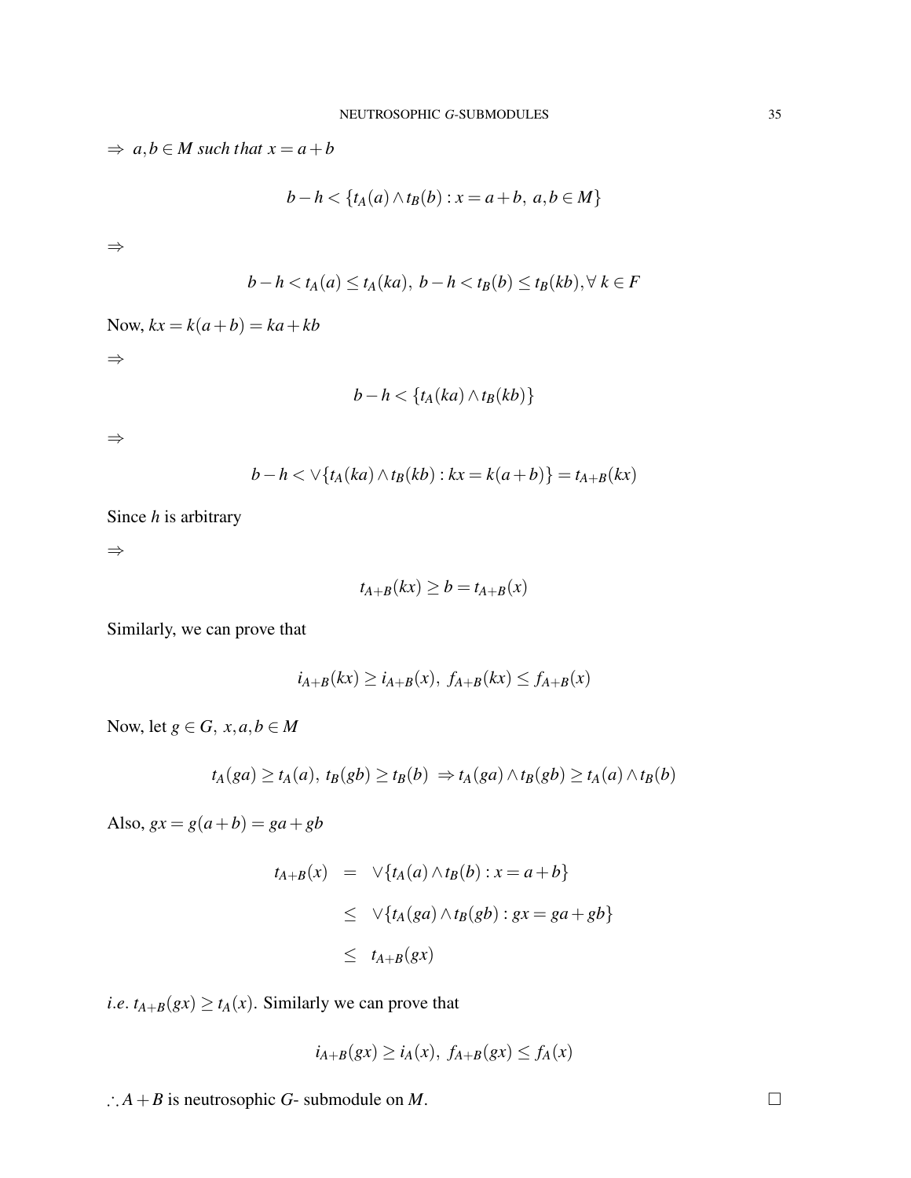$\Rightarrow$ $a, b \in M$ *such that* $x = a + b$

$$b - h < \{t_A(a) \wedge t_B(b) : x = a + b,\ a, b \in M\}$$

$\Rightarrow$

$$b - h < t_A(a) \leq t_A(ka),\ b - h < t_B(b) \leq t_B(kb), \forall\ k \in F$$

Now, $kx = k(a + b) = ka + kb$

$\Rightarrow$

$$b - h < \{t_A(ka) \wedge t_B(kb)\}$$

$\Rightarrow$

$$b - h < \vee\{t_A(ka) \wedge t_B(kb) : kx = k(a + b)\} = t_{A+B}(kx)$$

Since $h$ is arbitrary

$\Rightarrow$

$$t_{A+B}(kx) \geq b = t_{A+B}(x)$$

Similarly, we can prove that

$$i_{A+B}(kx) \geq i_{A+B}(x),\ f_{A+B}(kx) \leq f_{A+B}(x)$$

Now, let $g \in G,\ x, a, b \in M$

$$t_A(ga) \geq t_A(a),\ t_B(gb) \geq t_B(b)\ \Rightarrow t_A(ga) \wedge t_B(gb) \geq t_A(a) \wedge t_B(b)$$

Also, $gx = g(a + b) = ga + gb$

$$\begin{aligned} t_{A+B}(x) &= \vee\{t_A(a) \wedge t_B(b) : x = a + b\} \\ &\leq \vee\{t_A(ga) \wedge t_B(gb) : gx = ga + gb\} \\ &\leq t_{A+B}(gx) \end{aligned}$$

*i.e.* $t_{A+B}(gx) \geq t_A(x)$. Similarly we can prove that

$$i_{A+B}(gx) \geq i_A(x),\ f_{A+B}(gx) \leq f_A(x)$$

$\therefore A + B$ is neutrosophic $G$- submodule on $M$. □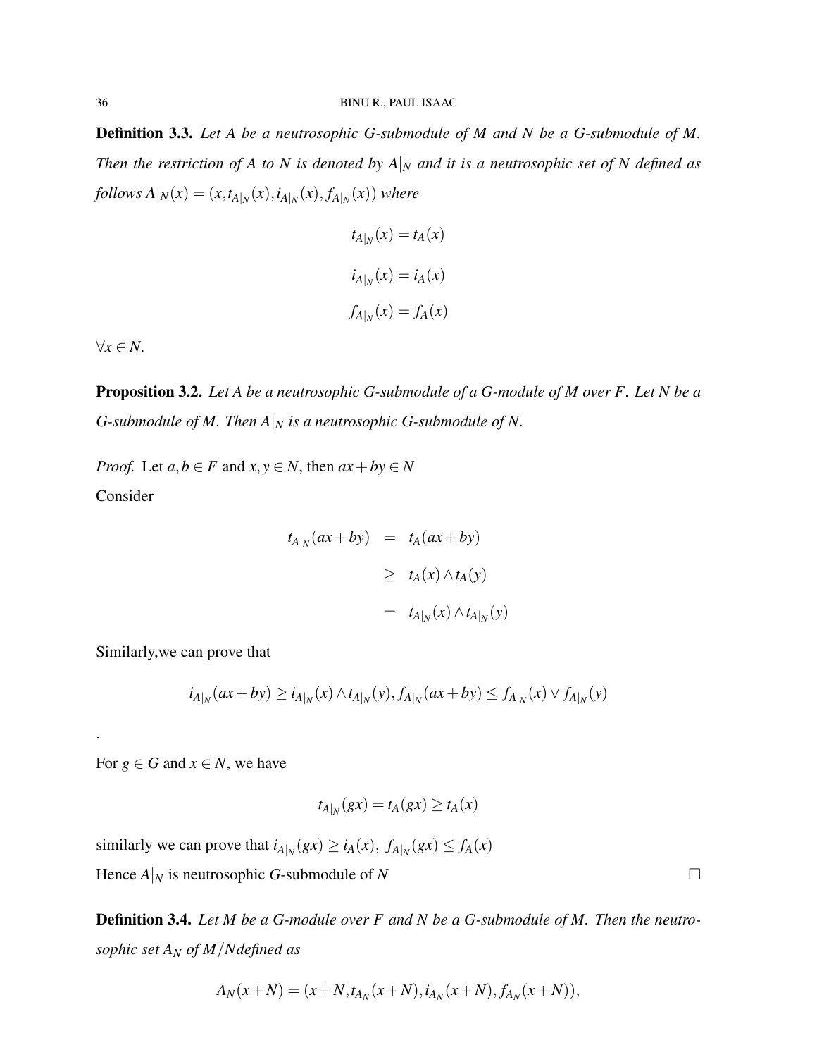**Definition 3.3.** *Let $A$ be a neutrosophic G-submodule of $M$ and $N$ be a G-submodule of $M$. Then the restriction of $A$ to $N$ is denoted by $A|_N$ and it is a neutrosophic set of $N$ defined as follows $A|_N(x) = (x, t_{A|_N}(x), i_{A|_N}(x), f_{A|_N}(x))$ where*

$$t_{A|_N}(x) = t_A(x)$$

$$i_{A|_N}(x) = i_A(x)$$

$$f_{A|_N}(x) = f_A(x)$$

$\forall x \in N$.

**Proposition 3.2.** *Let $A$ be a neutrosophic G-submodule of a G-module of $M$ over $F$. Let $N$ be a G-submodule of $M$. Then $A|_N$ is a neutrosophic G-submodule of $N$.*

*Proof.* Let $a, b \in F$ and $x, y \in N$, then $ax + by \in N$

Consider

$$\begin{aligned} t_{A|_N}(ax+by) &= t_A(ax+by) \\ &\geq t_A(x) \wedge t_A(y) \\ &= t_{A|_N}(x) \wedge t_{A|_N}(y) \end{aligned}$$

Similarly,we can prove that

$$i_{A|_N}(ax+by) \geq i_{A|_N}(x) \wedge t_{A|_N}(y), f_{A|_N}(ax+by) \leq f_{A|_N}(x) \vee f_{A|_N}(y)$$

.

For $g \in G$ and $x \in N$, we have

$$t_{A|_N}(gx) = t_A(gx) \geq t_A(x)$$

similarly we can prove that $i_{A|_N}(gx) \geq i_A(x),\ f_{A|_N}(gx) \leq f_A(x)$

Hence $A|_N$ is neutrosophic $G$-submodule of $N$ □

**Definition 3.4.** *Let $M$ be a G-module over $F$ and $N$ be a G-submodule of $M$. Then the neutrosophic set $A_N$ of $M/N$defined as*

$$A_N(x+N) = (x+N, t_{A_N}(x+N), i_{A_N}(x+N), f_{A_N}(x+N)),$$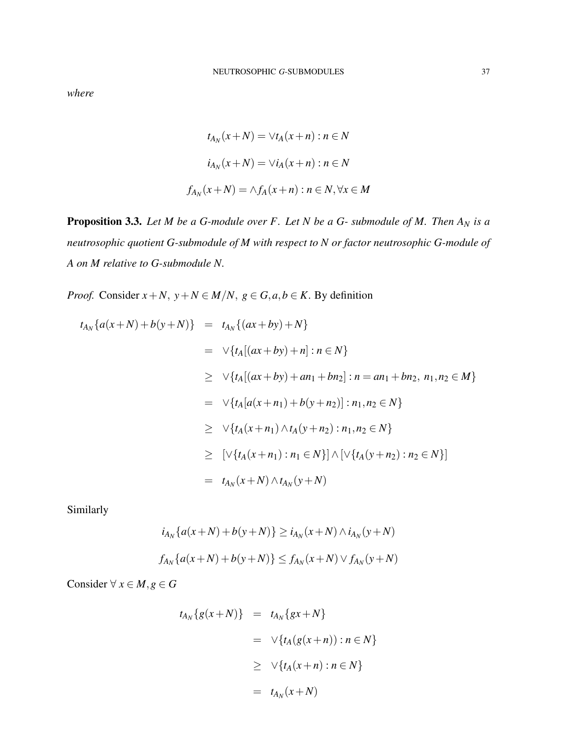*where*

$$t_{A_N}(x+N) = \vee t_A(x+n) : n \in N$$

$$i_{A_N}(x+N) = \vee i_A(x+n) : n \in N$$

$$f_{A_N}(x+N) = \wedge f_A(x+n) : n \in N, \forall x \in M$$

**Proposition 3.3.** *Let $M$ be a G-module over $F$. Let $N$ be a G- submodule of $M$. Then $A_N$ is a neutrosophic quotient G-submodule of $M$ with respect to $N$ or factor neutrosophic G-module of $A$ on $M$ relative to G-submodule $N$.*

*Proof.* Consider $x+N,\ y+N \in M/N,\ g \in G, a,b \in K$. By definition

$$\begin{aligned}
t_{A_N}\{a(x+N)+b(y+N)\} &= t_{A_N}\{(ax+by)+N\} \\
&= \vee\{t_A[(ax+by)+n] : n \in N\} \\
&\geq \vee\{t_A[(ax+by)+an_1+bn_2] : n = an_1+bn_2,\ n_1,n_2 \in M\} \\
&= \vee\{t_A[a(x+n_1)+b(y+n_2)] : n_1,n_2 \in N\} \\
&\geq \vee\{t_A(x+n_1) \wedge t_A(y+n_2) : n_1,n_2 \in N\} \\
&\geq [\vee\{t_A(x+n_1) : n_1 \in N\}] \wedge [\vee\{t_A(y+n_2) : n_2 \in N\}] \\
&= t_{A_N}(x+N) \wedge t_{A_N}(y+N)
\end{aligned}$$

Similarly

$$i_{A_N}\{a(x+N)+b(y+N)\} \geq i_{A_N}(x+N) \wedge i_{A_N}(y+N)$$

$$f_{A_N}\{a(x+N)+b(y+N)\} \leq f_{A_N}(x+N) \vee f_{A_N}(y+N)$$

Consider $\forall\ x \in M, g \in G$

$$\begin{aligned}
t_{A_N}\{g(x+N)\} &= t_{A_N}\{gx+N\} \\
&= \vee\{t_A(g(x+n)) : n \in N\} \\
&\geq \vee\{t_A(x+n) : n \in N\} \\
&= t_{A_N}(x+N)
\end{aligned}$$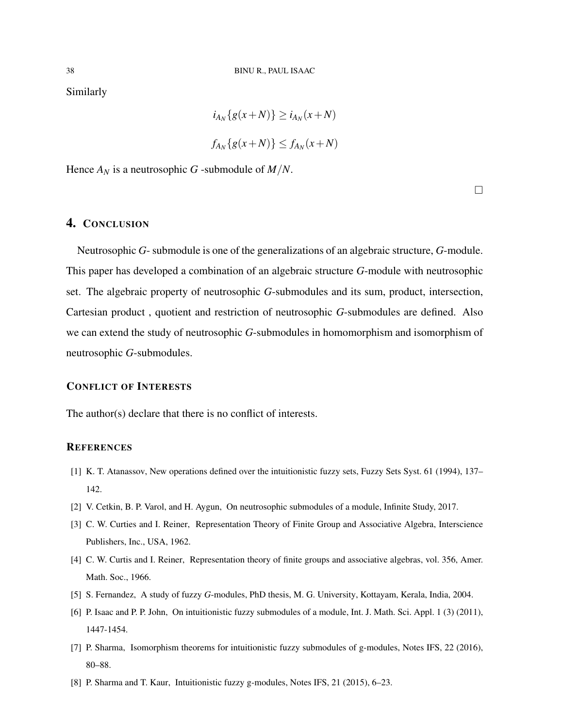Similarly

$$i_{A_N}\{g(x+N)\} \geq i_{A_N}(x+N)$$

$$f_{A_N}\{g(x+N)\} \leq f_{A_N}(x+N)$$

Hence $A_N$ is a neutrosophic $G$ -submodule of $M/N$.

$\square$

## 4. Conclusion

Neutrosophic $G$- submodule is one of the generalizations of an algebraic structure, $G$-module. This paper has developed a combination of an algebraic structure $G$-module with neutrosophic set. The algebraic property of neutrosophic $G$-submodules and its sum, product, intersection, Cartesian product , quotient and restriction of neutrosophic $G$-submodules are defined. Also we can extend the study of neutrosophic $G$-submodules in homomorphism and isomorphism of neutrosophic $G$-submodules.

### Conflict of Interests

The author(s) declare that there is no conflict of interests.

### References

[1] K. T. Atanassov, New operations defined over the intuitionistic fuzzy sets, Fuzzy Sets Syst. 61 (1994), 137–142.

[2] V. Cetkin, B. P. Varol, and H. Aygun, On neutrosophic submodules of a module, Infinite Study, 2017.

[3] C. W. Curties and I. Reiner, Representation Theory of Finite Group and Associative Algebra, Interscience Publishers, Inc., USA, 1962.

[4] C. W. Curtis and I. Reiner, Representation theory of finite groups and associative algebras, vol. 356, Amer. Math. Soc., 1966.

[5] S. Fernandez, A study of fuzzy $G$-modules, PhD thesis, M. G. University, Kottayam, Kerala, India, 2004.

[6] P. Isaac and P. P. John, On intuitionistic fuzzy submodules of a module, Int. J. Math. Sci. Appl. 1 (3) (2011), 1447-1454.

[7] P. Sharma, Isomorphism theorems for intuitionistic fuzzy submodules of g-modules, Notes IFS, 22 (2016), 80–88.

[8] P. Sharma and T. Kaur, Intuitionistic fuzzy g-modules, Notes IFS, 21 (2015), 6–23.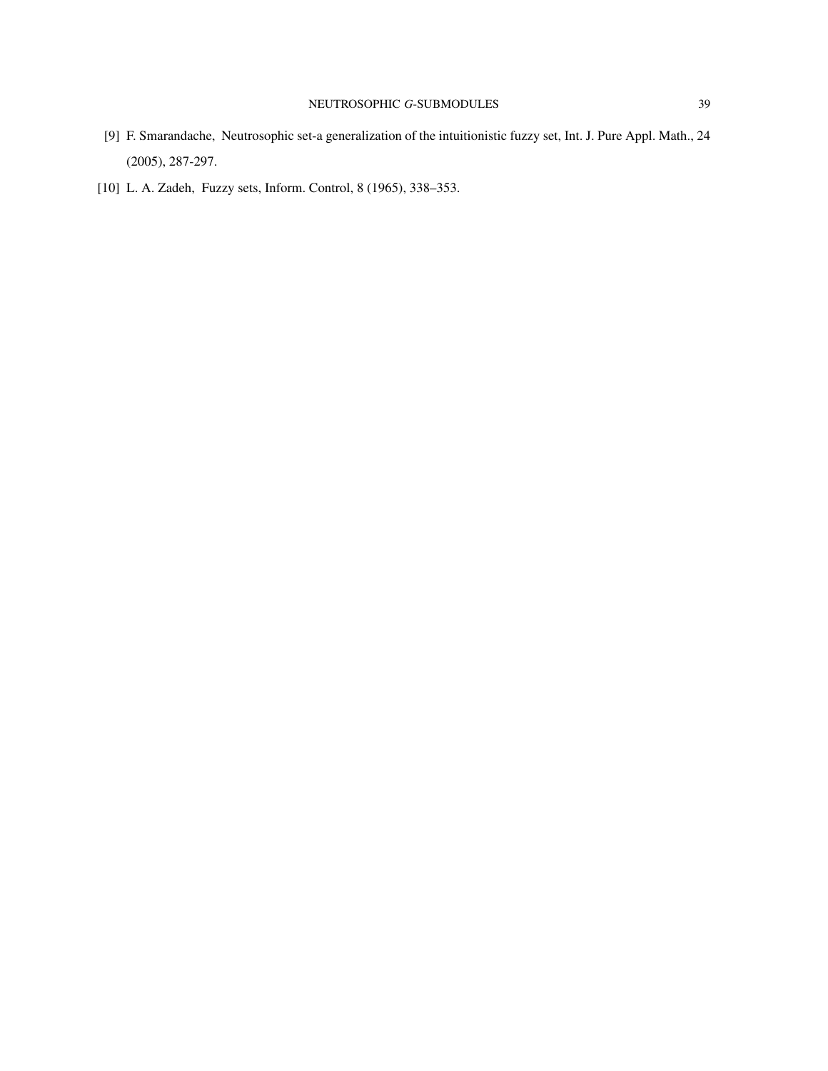[9] F. Smarandache, Neutrosophic set-a generalization of the intuitionistic fuzzy set, Int. J. Pure Appl. Math., 24 (2005), 287-297.

[10] L. A. Zadeh, Fuzzy sets, Inform. Control, 8 (1965), 338–353.